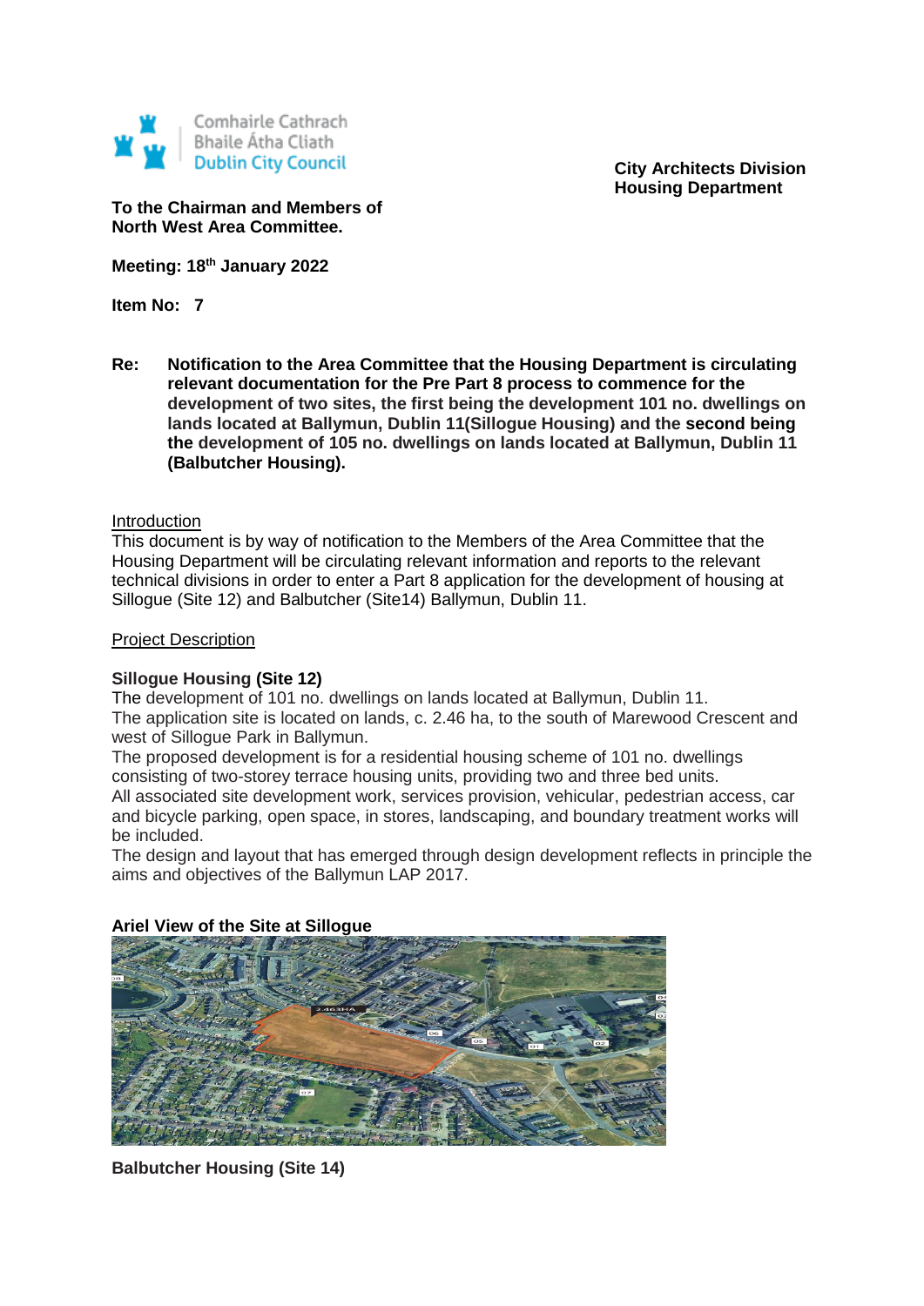Comhairle Cathrach Bhaile Átha Cliath
Dublin City Council

**City Architects Division**
**Housing Department**

**To the Chairman and Members of North West Area Committee.**

**Meeting: 18th January 2022**

**Item No: 7**

**Re: Notification to the Area Committee that the Housing Department is circulating relevant documentation for the Pre Part 8 process to commence for the development of two sites, the first being the development 101 no. dwellings on lands located at Ballymun, Dublin 11(Sillogue Housing) and the second being the development of 105 no. dwellings on lands located at Ballymun, Dublin 11 (Balbutcher Housing).**

Introduction

This document is by way of notification to the Members of the Area Committee that the Housing Department will be circulating relevant information and reports to the relevant technical divisions in order to enter a Part 8 application for the development of housing at Sillogue (Site 12) and Balbutcher (Site14) Ballymun, Dublin 11.

Project Description

**Sillogue Housing (Site 12)**

The development of 101 no. dwellings on lands located at Ballymun, Dublin 11.
The application site is located on lands, c. 2.46 ha, to the south of Marewood Crescent and west of Sillogue Park in Ballymun.
The proposed development is for a residential housing scheme of 101 no. dwellings consisting of two-storey terrace housing units, providing two and three bed units.
All associated site development work, services provision, vehicular, pedestrian access, car and bicycle parking, open space, in stores, landscaping, and boundary treatment works will be included.
The design and layout that has emerged through design development reflects in principle the aims and objectives of the Ballymun LAP 2017.

**Ariel View of the Site at Sillogue**

**Balbutcher Housing (Site 14)**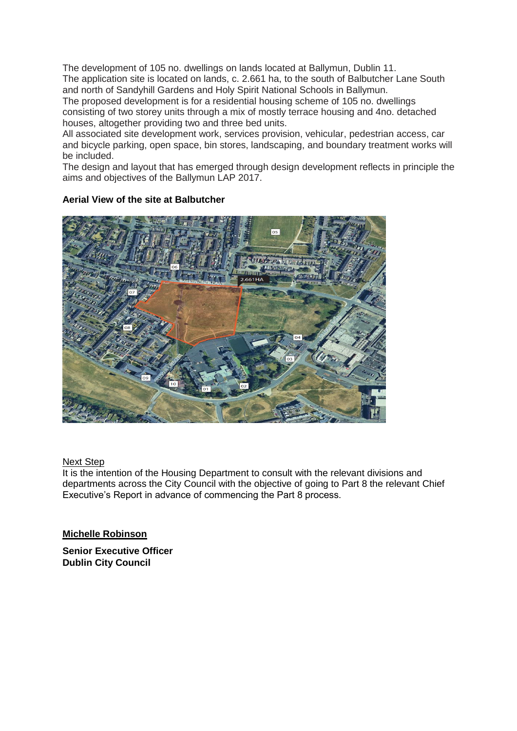The development of 105 no. dwellings on lands located at Ballymun, Dublin 11.
The application site is located on lands, c. 2.661 ha, to the south of Balbutcher Lane South and north of Sandyhill Gardens and Holy Spirit National Schools in Ballymun.
The proposed development is for a residential housing scheme of 105 no. dwellings consisting of two storey units through a mix of mostly terrace housing and 4no. detached houses, altogether providing two and three bed units.
All associated site development work, services provision, vehicular, pedestrian access, car and bicycle parking, open space, bin stores, landscaping, and boundary treatment works will be included.
The design and layout that has emerged through design development reflects in principle the aims and objectives of the Ballymun LAP 2017.

**Aerial View of the site at Balbutcher**

05
06
BALBUTCHER LANE
2.661HA
07
08
04
03
09
10
01
02

<u>Next Step</u>
It is the intention of the Housing Department to consult with the relevant divisions and departments across the City Council with the objective of going to Part 8 the relevant Chief Executive's Report in advance of commencing the Part 8 process.

**<u>Michelle Robinson</u>**

**Senior Executive Officer**
**Dublin City Council**